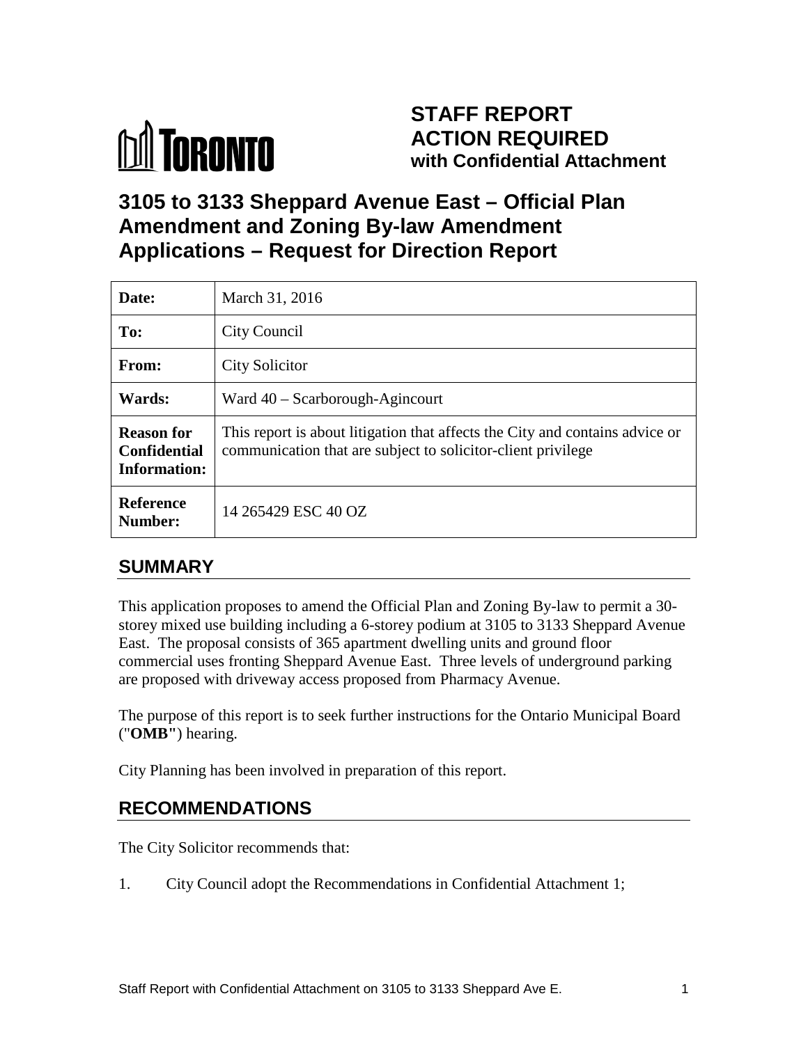# STAFF REPORT
# ACTION REQUIRED
**with Confidential Attachment**

# 3105 to 3133 Sheppard Avenue East – Official Plan Amendment and Zoning By-law Amendment Applications – Request for Direction Report

| | |
|---|---|
| **Date:** | March 31, 2016 |
| **To:** | City Council |
| **From:** | City Solicitor |
| **Wards:** | Ward 40 – Scarborough-Agincourt |
| **Reason for Confidential Information:** | This report is about litigation that affects the City and contains advice or communication that are subject to solicitor-client privilege |
| **Reference Number:** | 14 265429 ESC 40 OZ |

## SUMMARY

This application proposes to amend the Official Plan and Zoning By-law to permit a 30-storey mixed use building including a 6-storey podium at 3105 to 3133 Sheppard Avenue East. The proposal consists of 365 apartment dwelling units and ground floor commercial uses fronting Sheppard Avenue East. Three levels of underground parking are proposed with driveway access proposed from Pharmacy Avenue.

The purpose of this report is to seek further instructions for the Ontario Municipal Board ("**OMB**") hearing.

City Planning has been involved in preparation of this report.

## RECOMMENDATIONS

The City Solicitor recommends that:

1. City Council adopt the Recommendations in Confidential Attachment 1;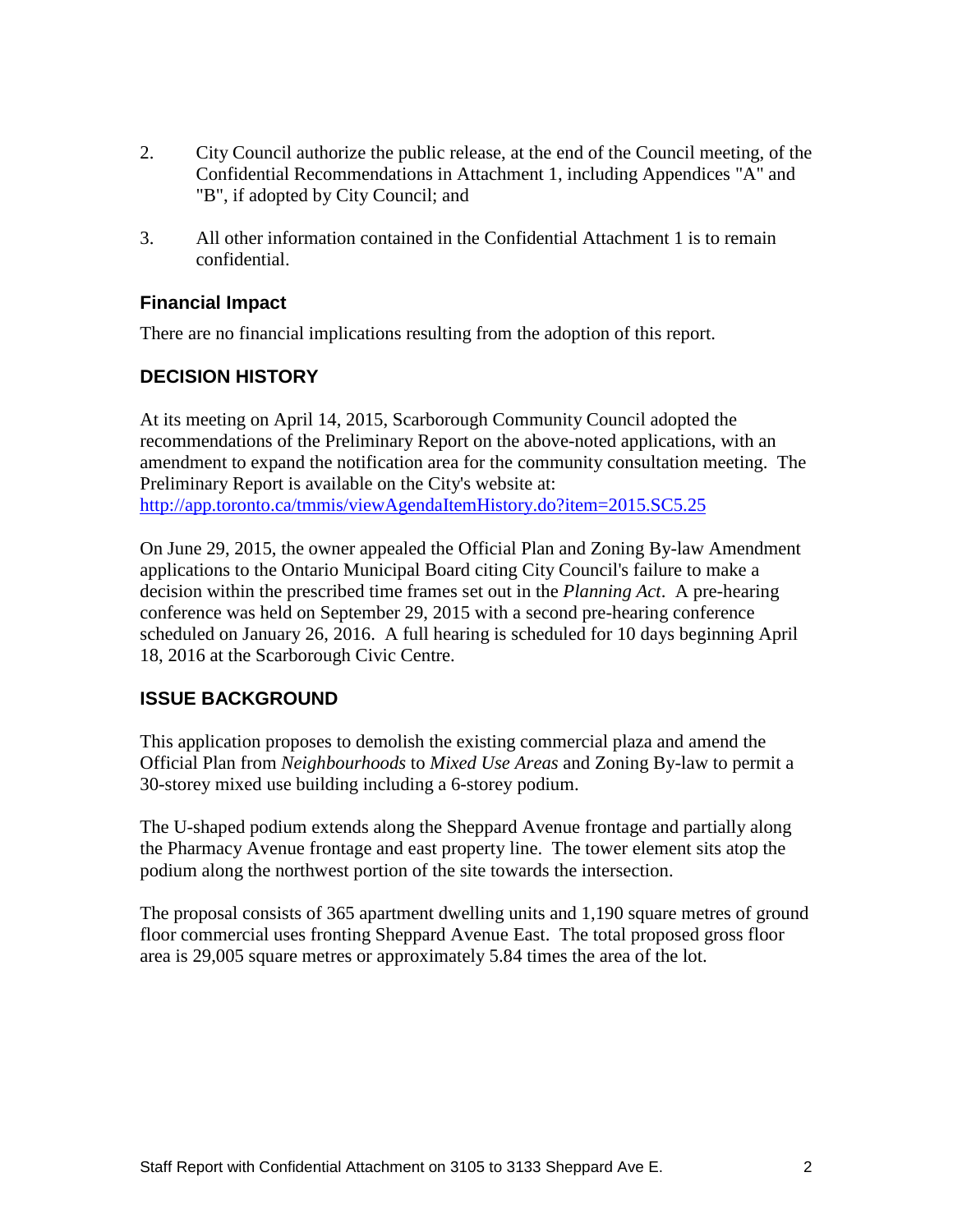2. City Council authorize the public release, at the end of the Council meeting, of the Confidential Recommendations in Attachment 1, including Appendices "A" and "B", if adopted by City Council; and

3. All other information contained in the Confidential Attachment 1 is to remain confidential.

### Financial Impact

There are no financial implications resulting from the adoption of this report.

## DECISION HISTORY

At its meeting on April 14, 2015, Scarborough Community Council adopted the recommendations of the Preliminary Report on the above-noted applications, with an amendment to expand the notification area for the community consultation meeting. The Preliminary Report is available on the City's website at: [http://app.toronto.ca/tmmis/viewAgendaItemHistory.do?item=2015.SC5.25](http://app.toronto.ca/tmmis/viewAgendaItemHistory.do?item=2015.SC5.25)

On June 29, 2015, the owner appealed the Official Plan and Zoning By-law Amendment applications to the Ontario Municipal Board citing City Council's failure to make a decision within the prescribed time frames set out in the *Planning Act*. A pre-hearing conference was held on September 29, 2015 with a second pre-hearing conference scheduled on January 26, 2016. A full hearing is scheduled for 10 days beginning April 18, 2016 at the Scarborough Civic Centre.

## ISSUE BACKGROUND

This application proposes to demolish the existing commercial plaza and amend the Official Plan from *Neighbourhoods* to *Mixed Use Areas* and Zoning By-law to permit a 30-storey mixed use building including a 6-storey podium.

The U-shaped podium extends along the Sheppard Avenue frontage and partially along the Pharmacy Avenue frontage and east property line. The tower element sits atop the podium along the northwest portion of the site towards the intersection.

The proposal consists of 365 apartment dwelling units and 1,190 square metres of ground floor commercial uses fronting Sheppard Avenue East. The total proposed gross floor area is 29,005 square metres or approximately 5.84 times the area of the lot.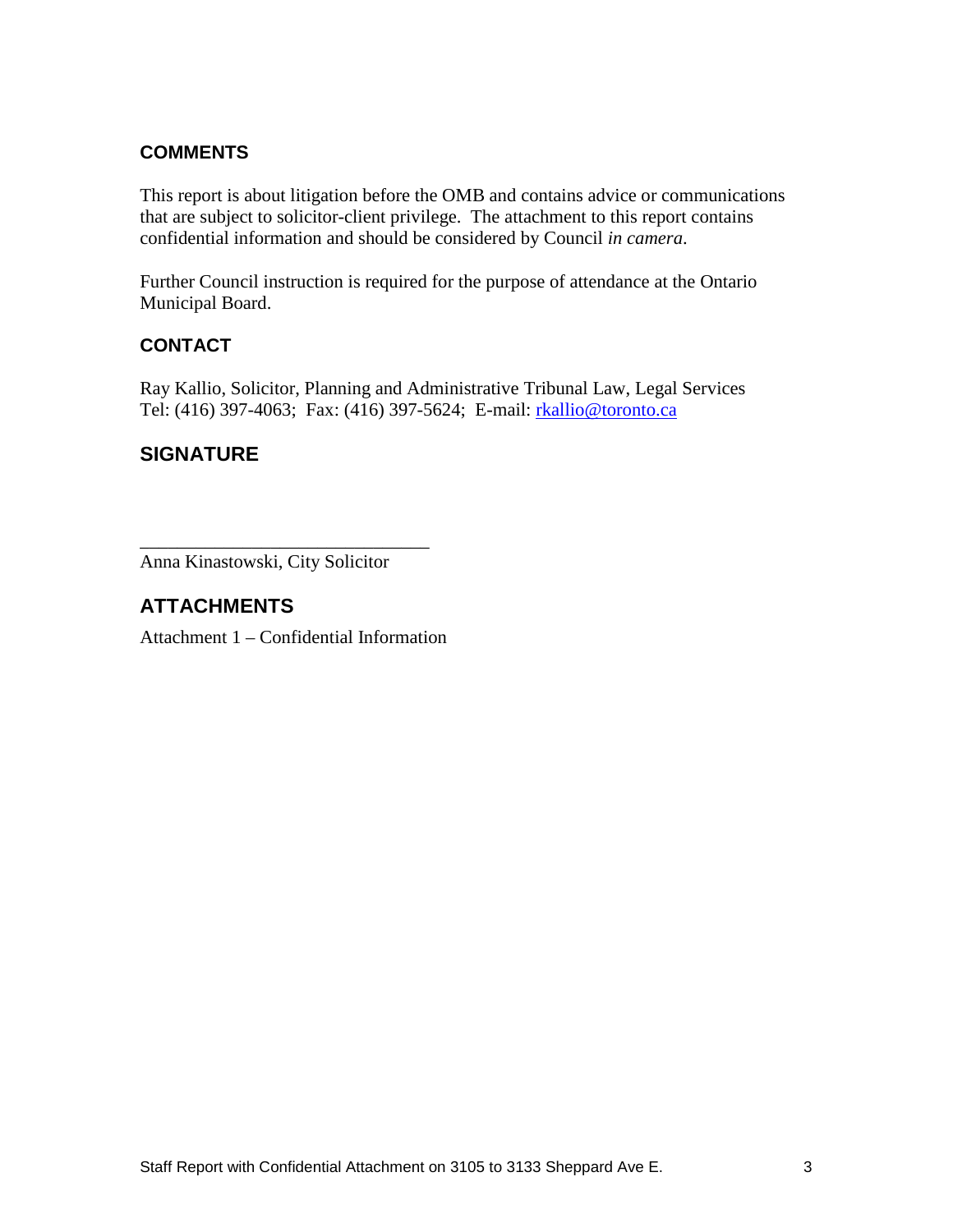## COMMENTS

This report is about litigation before the OMB and contains advice or communications that are subject to solicitor-client privilege. The attachment to this report contains confidential information and should be considered by Council *in camera*.

Further Council instruction is required for the purpose of attendance at the Ontario Municipal Board.

## CONTACT

Ray Kallio, Solicitor, Planning and Administrative Tribunal Law, Legal Services
Tel: (416) 397-4063; Fax: (416) 397-5624; E-mail: rkallio@toronto.ca

## SIGNATURE

_______________________________
Anna Kinastowski, City Solicitor

## ATTACHMENTS

Attachment 1 – Confidential Information